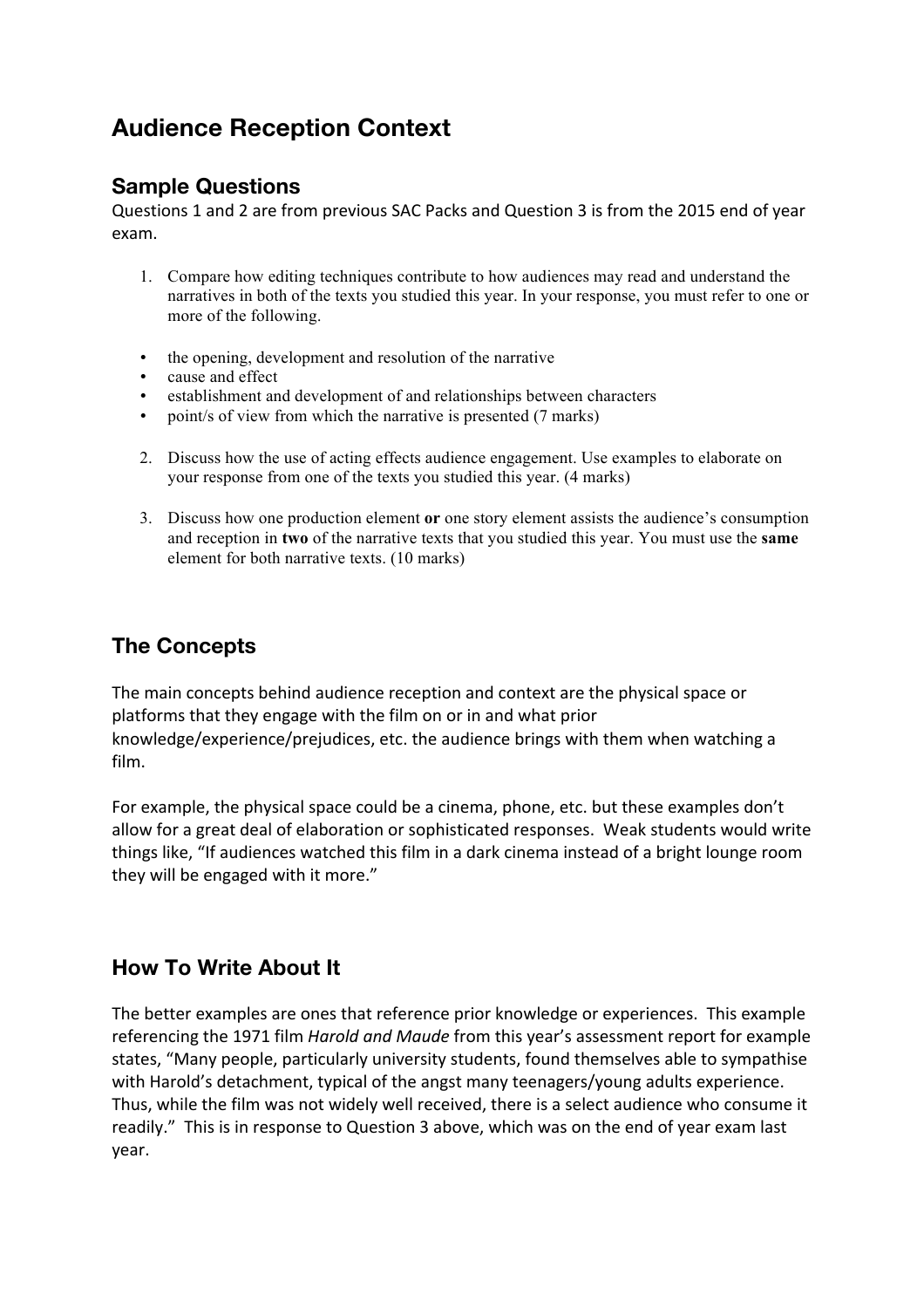# Audience Reception Context

## Sample Questions

Questions 1 and 2 are from previous SAC Packs and Question 3 is from the 2015 end of year exam.

1. Compare how editing techniques contribute to how audiences may read and understand the narratives in both of the texts you studied this year. In your response, you must refer to one or more of the following.

- the opening, development and resolution of the narrative
- cause and effect
- establishment and development of and relationships between characters
- point/s of view from which the narrative is presented (7 marks)

2. Discuss how the use of acting effects audience engagement. Use examples to elaborate on your response from one of the texts you studied this year. (4 marks)

3. Discuss how one production element **or** one story element assists the audience's consumption and reception in **two** of the narrative texts that you studied this year. You must use the **same** element for both narrative texts. (10 marks)

## The Concepts

The main concepts behind audience reception and context are the physical space or platforms that they engage with the film on or in and what prior knowledge/experience/prejudices, etc. the audience brings with them when watching a film.

For example, the physical space could be a cinema, phone, etc. but these examples don't allow for a great deal of elaboration or sophisticated responses. Weak students would write things like, "If audiences watched this film in a dark cinema instead of a bright lounge room they will be engaged with it more."

## How To Write About It

The better examples are ones that reference prior knowledge or experiences. This example referencing the 1971 film *Harold and Maude* from this year's assessment report for example states, "Many people, particularly university students, found themselves able to sympathise with Harold's detachment, typical of the angst many teenagers/young adults experience. Thus, while the film was not widely well received, there is a select audience who consume it readily." This is in response to Question 3 above, which was on the end of year exam last year.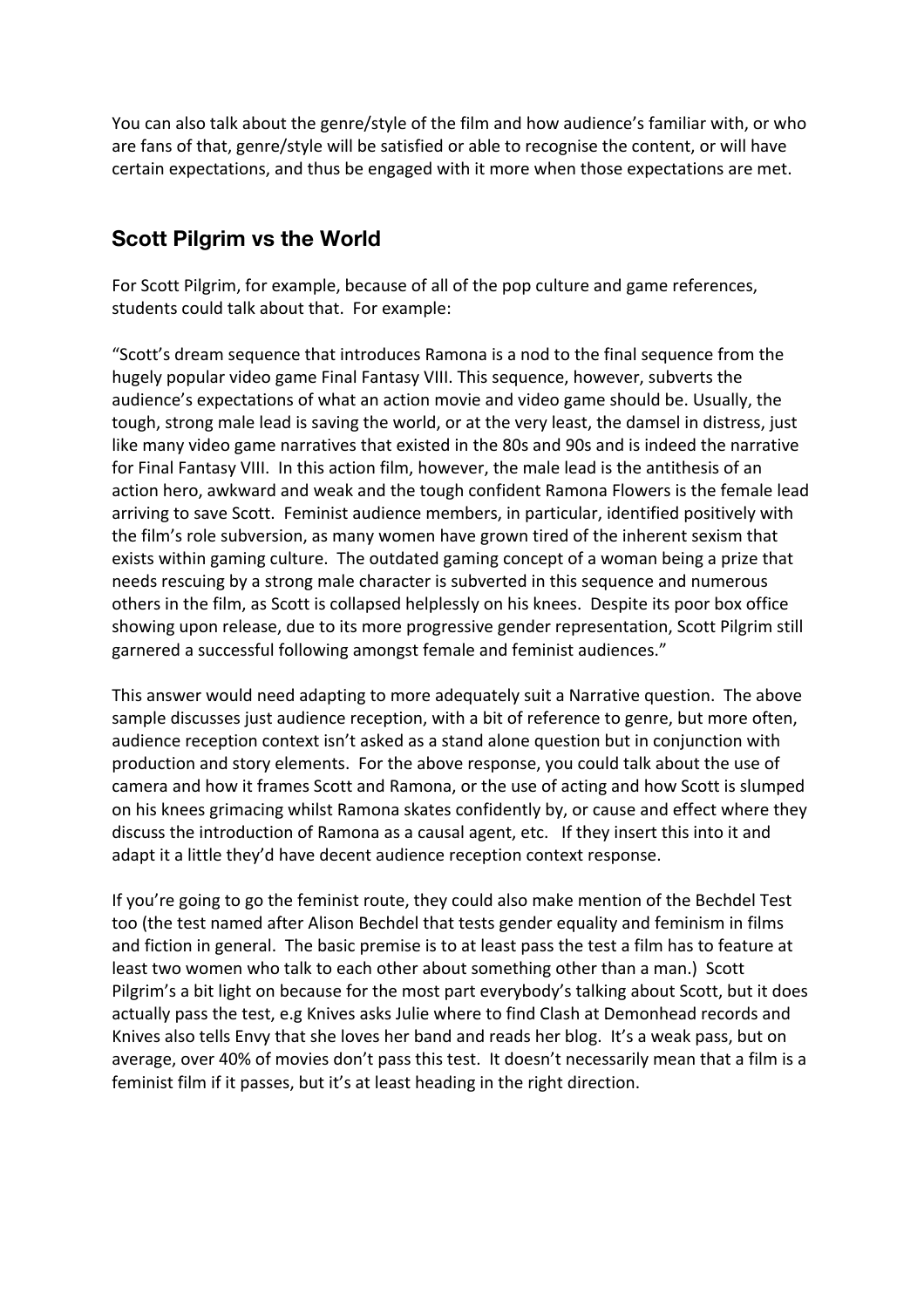You can also talk about the genre/style of the film and how audience's familiar with, or who are fans of that, genre/style will be satisfied or able to recognise the content, or will have certain expectations, and thus be engaged with it more when those expectations are met.

## Scott Pilgrim vs the World

For Scott Pilgrim, for example, because of all of the pop culture and game references, students could talk about that. For example:

"Scott's dream sequence that introduces Ramona is a nod to the final sequence from the hugely popular video game Final Fantasy VIII. This sequence, however, subverts the audience's expectations of what an action movie and video game should be. Usually, the tough, strong male lead is saving the world, or at the very least, the damsel in distress, just like many video game narratives that existed in the 80s and 90s and is indeed the narrative for Final Fantasy VIII. In this action film, however, the male lead is the antithesis of an action hero, awkward and weak and the tough confident Ramona Flowers is the female lead arriving to save Scott. Feminist audience members, in particular, identified positively with the film's role subversion, as many women have grown tired of the inherent sexism that exists within gaming culture. The outdated gaming concept of a woman being a prize that needs rescuing by a strong male character is subverted in this sequence and numerous others in the film, as Scott is collapsed helplessly on his knees. Despite its poor box office showing upon release, due to its more progressive gender representation, Scott Pilgrim still garnered a successful following amongst female and feminist audiences."

This answer would need adapting to more adequately suit a Narrative question. The above sample discusses just audience reception, with a bit of reference to genre, but more often, audience reception context isn't asked as a stand alone question but in conjunction with production and story elements. For the above response, you could talk about the use of camera and how it frames Scott and Ramona, or the use of acting and how Scott is slumped on his knees grimacing whilst Ramona skates confidently by, or cause and effect where they discuss the introduction of Ramona as a causal agent, etc. If they insert this into it and adapt it a little they'd have decent audience reception context response.

If you're going to go the feminist route, they could also make mention of the Bechdel Test too (the test named after Alison Bechdel that tests gender equality and feminism in films and fiction in general. The basic premise is to at least pass the test a film has to feature at least two women who talk to each other about something other than a man.) Scott Pilgrim's a bit light on because for the most part everybody's talking about Scott, but it does actually pass the test, e.g Knives asks Julie where to find Clash at Demonhead records and Knives also tells Envy that she loves her band and reads her blog. It's a weak pass, but on average, over 40% of movies don't pass this test. It doesn't necessarily mean that a film is a feminist film if it passes, but it's at least heading in the right direction.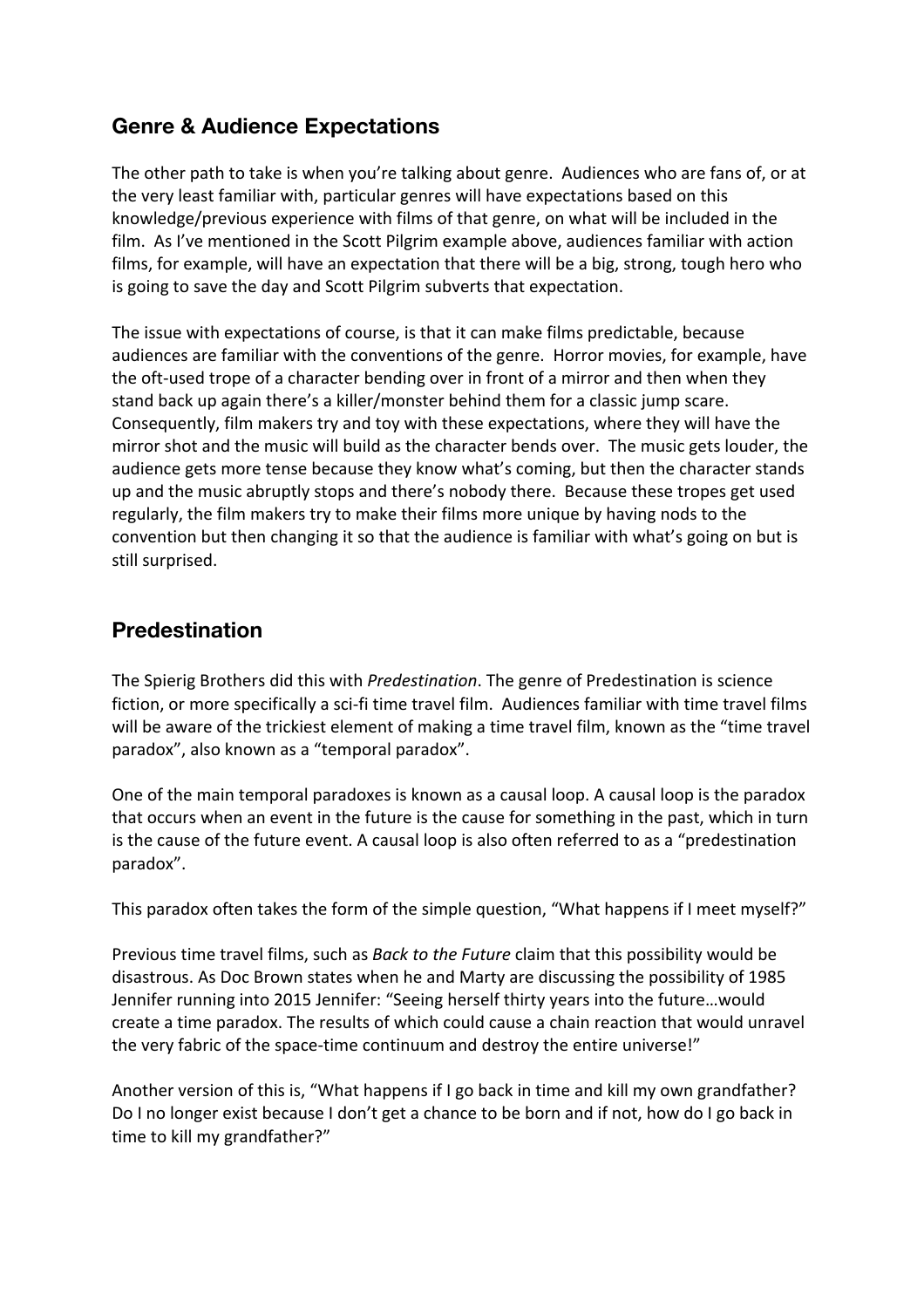## Genre & Audience Expectations

The other path to take is when you're talking about genre. Audiences who are fans of, or at the very least familiar with, particular genres will have expectations based on this knowledge/previous experience with films of that genre, on what will be included in the film. As I've mentioned in the Scott Pilgrim example above, audiences familiar with action films, for example, will have an expectation that there will be a big, strong, tough hero who is going to save the day and Scott Pilgrim subverts that expectation.

The issue with expectations of course, is that it can make films predictable, because audiences are familiar with the conventions of the genre. Horror movies, for example, have the oft-used trope of a character bending over in front of a mirror and then when they stand back up again there's a killer/monster behind them for a classic jump scare. Consequently, film makers try and toy with these expectations, where they will have the mirror shot and the music will build as the character bends over. The music gets louder, the audience gets more tense because they know what's coming, but then the character stands up and the music abruptly stops and there's nobody there. Because these tropes get used regularly, the film makers try to make their films more unique by having nods to the convention but then changing it so that the audience is familiar with what's going on but is still surprised.

## Predestination

The Spierig Brothers did this with *Predestination*. The genre of Predestination is science fiction, or more specifically a sci-fi time travel film. Audiences familiar with time travel films will be aware of the trickiest element of making a time travel film, known as the "time travel paradox", also known as a "temporal paradox".

One of the main temporal paradoxes is known as a causal loop. A causal loop is the paradox that occurs when an event in the future is the cause for something in the past, which in turn is the cause of the future event. A causal loop is also often referred to as a "predestination paradox".

This paradox often takes the form of the simple question, "What happens if I meet myself?"

Previous time travel films, such as *Back to the Future* claim that this possibility would be disastrous. As Doc Brown states when he and Marty are discussing the possibility of 1985 Jennifer running into 2015 Jennifer: "Seeing herself thirty years into the future…would create a time paradox. The results of which could cause a chain reaction that would unravel the very fabric of the space-time continuum and destroy the entire universe!"

Another version of this is, "What happens if I go back in time and kill my own grandfather? Do I no longer exist because I don't get a chance to be born and if not, how do I go back in time to kill my grandfather?"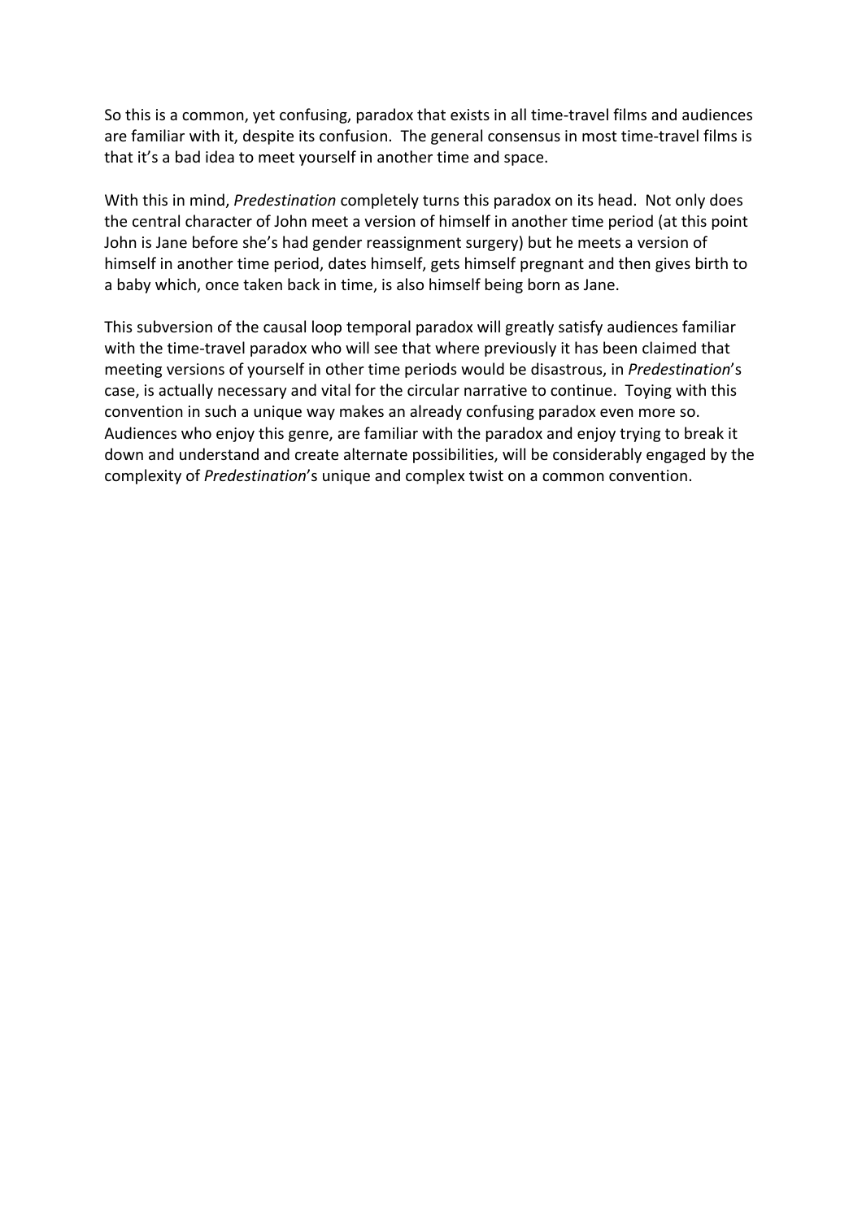So this is a common, yet confusing, paradox that exists in all time-travel films and audiences are familiar with it, despite its confusion. The general consensus in most time-travel films is that it's a bad idea to meet yourself in another time and space.

With this in mind, *Predestination* completely turns this paradox on its head. Not only does the central character of John meet a version of himself in another time period (at this point John is Jane before she's had gender reassignment surgery) but he meets a version of himself in another time period, dates himself, gets himself pregnant and then gives birth to a baby which, once taken back in time, is also himself being born as Jane.

This subversion of the causal loop temporal paradox will greatly satisfy audiences familiar with the time-travel paradox who will see that where previously it has been claimed that meeting versions of yourself in other time periods would be disastrous, in *Predestination*'s case, is actually necessary and vital for the circular narrative to continue. Toying with this convention in such a unique way makes an already confusing paradox even more so. Audiences who enjoy this genre, are familiar with the paradox and enjoy trying to break it down and understand and create alternate possibilities, will be considerably engaged by the complexity of *Predestination*'s unique and complex twist on a common convention.